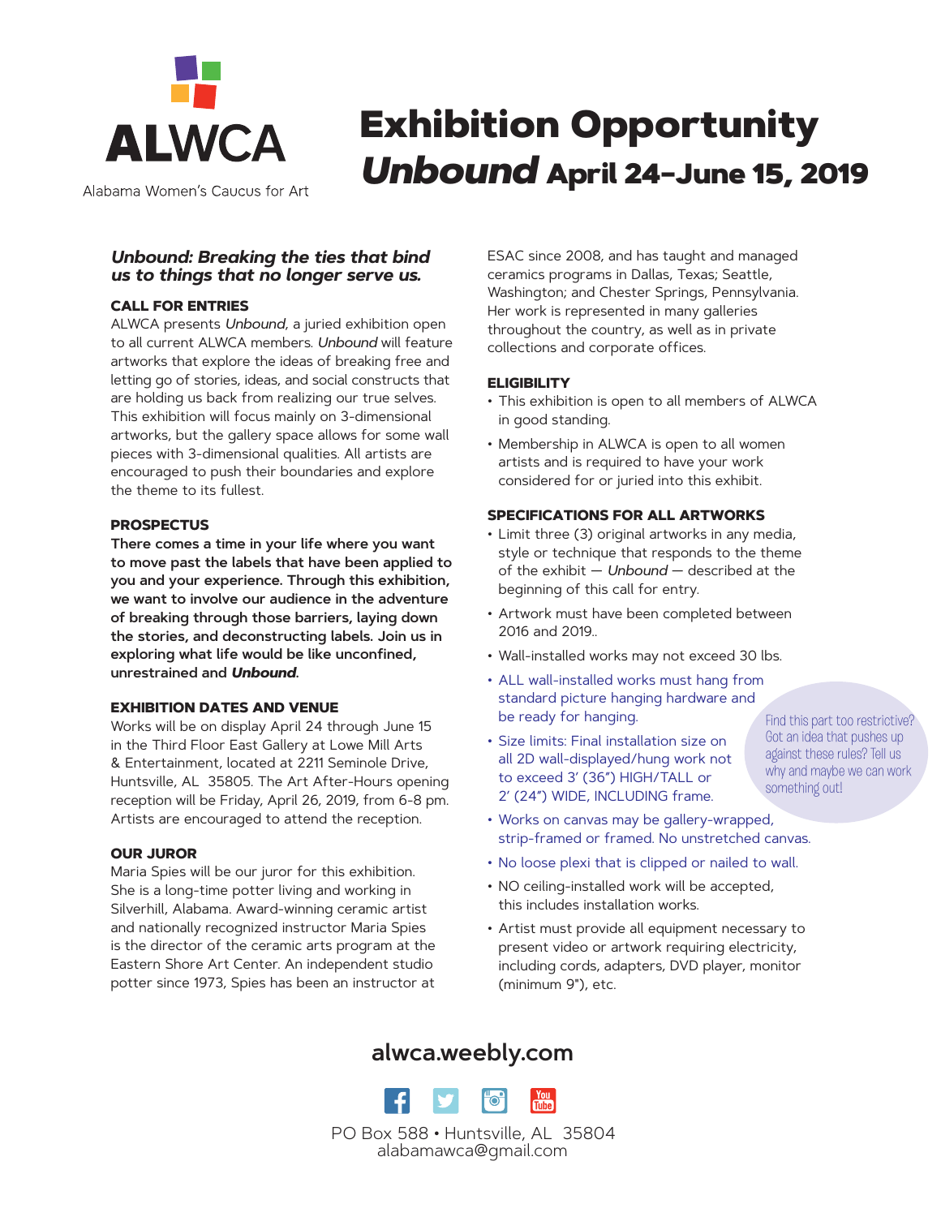ALWCA

Alabama Women's Caucus for Art

# Exhibition Opportunity

## *Unbound* April 24–June 15, 2019

### *Unbound: Breaking the ties that bind us to things that no longer serve us.*

**CALL FOR ENTRIES**

ALWCA presents *Unbound*, a juried exhibition open to all current ALWCA members. *Unbound* will feature artworks that explore the ideas of breaking free and letting go of stories, ideas, and social constructs that are holding us back from realizing our true selves. This exhibition will focus mainly on 3-dimensional artworks, but the gallery space allows for some wall pieces with 3-dimensional qualities. All artists are encouraged to push their boundaries and explore the theme to its fullest.

**PROSPECTUS**

**There comes a time in your life where you want to move past the labels that have been applied to you and your experience. Through this exhibition, we want to involve our audience in the adventure of breaking through those barriers, laying down the stories, and deconstructing labels. Join us in exploring what life would be like unconfined, unrestrained and *Unbound*.**

**EXHIBITION DATES AND VENUE**

Works will be on display April 24 through June 15 in the Third Floor East Gallery at Lowe Mill Arts & Entertainment, located at 2211 Seminole Drive, Huntsville, AL 35805. The Art After-Hours opening reception will be Friday, April 26, 2019, from 6-8 pm. Artists are encouraged to attend the reception.

**OUR JUROR**

Maria Spies will be our juror for this exhibition. She is a long-time potter living and working in Silverhill, Alabama. Award-winning ceramic artist and nationally recognized instructor Maria Spies is the director of the ceramic arts program at the Eastern Shore Art Center. An independent studio potter since 1973, Spies has been an instructor at ESAC since 2008, and has taught and managed ceramics programs in Dallas, Texas; Seattle, Washington; and Chester Springs, Pennsylvania. Her work is represented in many galleries throughout the country, as well as in private collections and corporate offices.

**ELIGIBILITY**

- This exhibition is open to all members of ALWCA in good standing.
- Membership in ALWCA is open to all women artists and is required to have your work considered for or juried into this exhibit.

**SPECIFICATIONS FOR ALL ARTWORKS**

- Limit three (3) original artworks in any media, style or technique that responds to the theme of the exhibit — *Unbound* — described at the beginning of this call for entry.
- Artwork must have been completed between 2016 and 2019..
- Wall-installed works may not exceed 30 lbs.
- ALL wall-installed works must hang from standard picture hanging hardware and be ready for hanging.
- Size limits: Final installation size on all 2D wall-displayed/hung work not to exceed 3' (36") HIGH/TALL or 2' (24") WIDE, INCLUDING frame.
- Works on canvas may be gallery-wrapped, strip-framed or framed. No unstretched canvas.
- No loose plexi that is clipped or nailed to wall.
- NO ceiling-installed work will be accepted, this includes installation works.
- Artist must provide all equipment necessary to present video or artwork requiring electricity, including cords, adapters, DVD player, monitor (minimum 9"), etc.

Find this part too restrictive? Got an idea that pushes up against these rules? Tell us why and maybe we can work something out!

**alwca.weebly.com**

PO Box 588 • Huntsville, AL 35804
alabamawca@gmail.com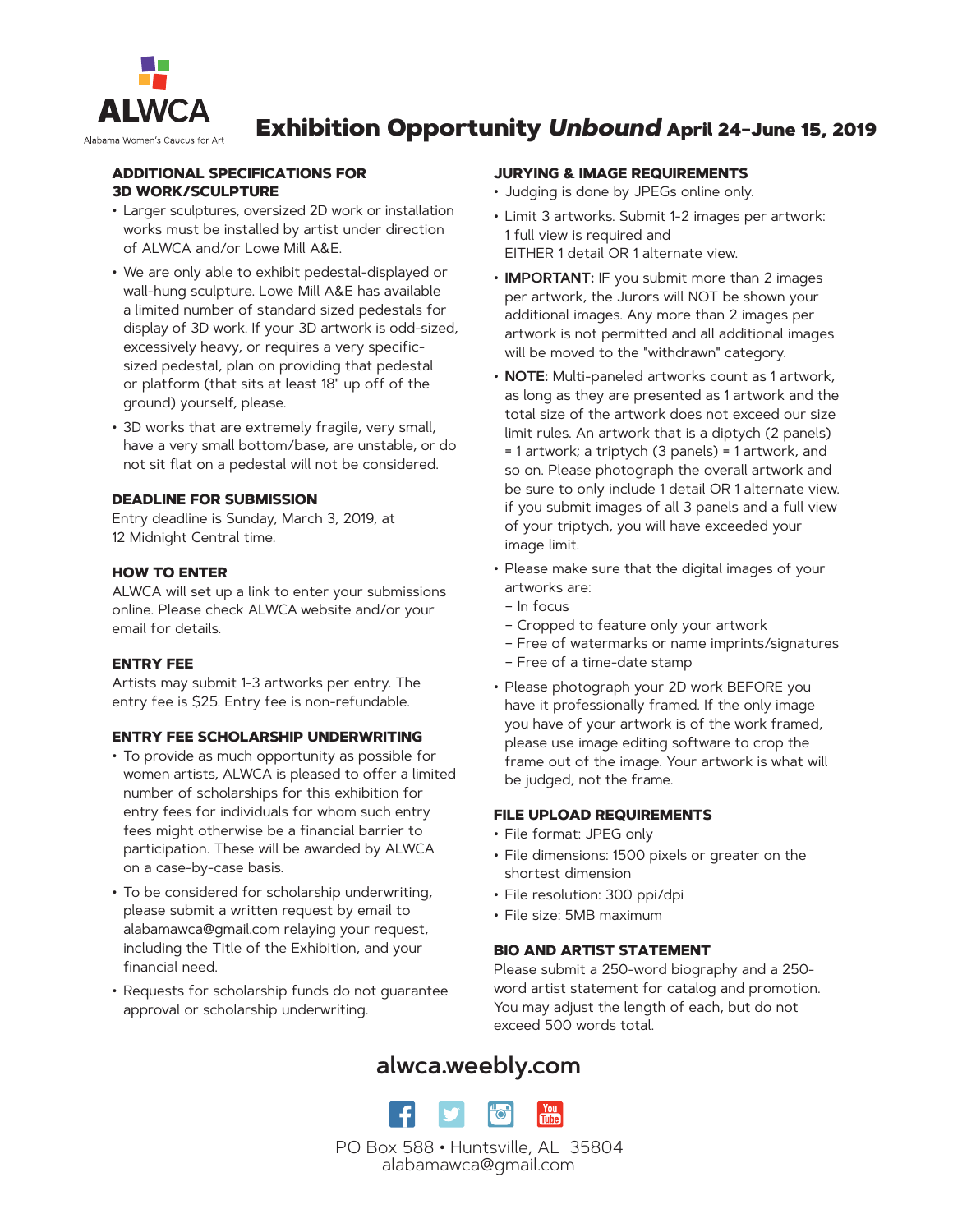ALWCA

Alabama Women's Caucus for Art

# Exhibition Opportunity *Unbound* April 24–June 15, 2019

## ADDITIONAL SPECIFICATIONS FOR 3D WORK/SCULPTURE

- Larger sculptures, oversized 2D work or installation works must be installed by artist under direction of ALWCA and/or Lowe Mill A&E.
- We are only able to exhibit pedestal-displayed or wall-hung sculpture. Lowe Mill A&E has available a limited number of standard sized pedestals for display of 3D work. If your 3D artwork is odd-sized, excessively heavy, or requires a very specific-sized pedestal, plan on providing that pedestal or platform (that sits at least 18" up off of the ground) yourself, please.
- 3D works that are extremely fragile, very small, have a very small bottom/base, are unstable, or do not sit flat on a pedestal will not be considered.

## DEADLINE FOR SUBMISSION

Entry deadline is Sunday, March 3, 2019, at 12 Midnight Central time.

## HOW TO ENTER

ALWCA will set up a link to enter your submissions online. Please check ALWCA website and/or your email for details.

## ENTRY FEE

Artists may submit 1-3 artworks per entry. The entry fee is $25. Entry fee is non-refundable.

## ENTRY FEE SCHOLARSHIP UNDERWRITING

- To provide as much opportunity as possible for women artists, ALWCA is pleased to offer a limited number of scholarships for this exhibition for entry fees for individuals for whom such entry fees might otherwise be a financial barrier to participation. These will be awarded by ALWCA on a case-by-case basis.
- To be considered for scholarship underwriting, please submit a written request by email to alabamawca@gmail.com relaying your request, including the Title of the Exhibition, and your financial need.
- Requests for scholarship funds do not guarantee approval or scholarship underwriting.

## JURYING & IMAGE REQUIREMENTS

- Judging is done by JPEGs online only.
- Limit 3 artworks. Submit 1-2 images per artwork: 1 full view is required and EITHER 1 detail OR 1 alternate view.
- **IMPORTANT:** IF you submit more than 2 images per artwork, the Jurors will NOT be shown your additional images. Any more than 2 images per artwork is not permitted and all additional images will be moved to the "withdrawn" category.
- **NOTE:** Multi-paneled artworks count as 1 artwork, as long as they are presented as 1 artwork and the total size of the artwork does not exceed our size limit rules. An artwork that is a diptych (2 panels) = 1 artwork; a triptych (3 panels) = 1 artwork, and so on. Please photograph the overall artwork and be sure to only include 1 detail OR 1 alternate view. if you submit images of all 3 panels and a full view of your triptych, you will have exceeded your image limit.
- Please make sure that the digital images of your artworks are:
  - In focus
  - Cropped to feature only your artwork
  - Free of watermarks or name imprints/signatures
  - Free of a time-date stamp
- Please photograph your 2D work BEFORE you have it professionally framed. If the only image you have of your artwork is of the work framed, please use image editing software to crop the frame out of the image. Your artwork is what will be judged, not the frame.

## FILE UPLOAD REQUIREMENTS

- File format: JPEG only
- File dimensions: 1500 pixels or greater on the shortest dimension
- File resolution: 300 ppi/dpi
- File size: 5MB maximum

## BIO AND ARTIST STATEMENT

Please submit a 250-word biography and a 250-word artist statement for catalog and promotion. You may adjust the length of each, but do not exceed 500 words total.

**alwca.weebly.com**

PO Box 588 • Huntsville, AL 35804
alabamawca@gmail.com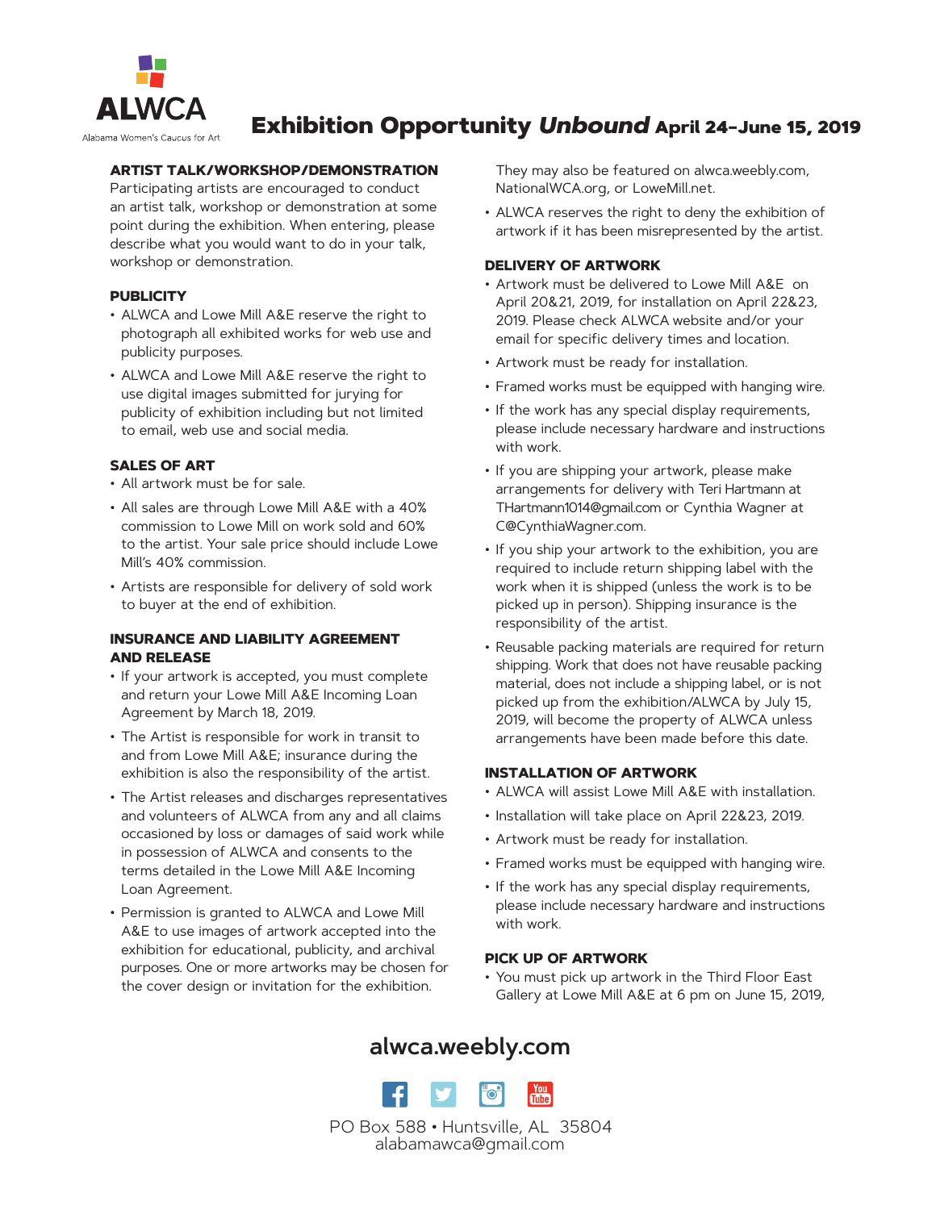ALWCA

Alabama Women's Caucus for Art

# Exhibition Opportunity *Unbound* April 24–June 15, 2019

### ARTIST TALK/WORKSHOP/DEMONSTRATION

Participating artists are encouraged to conduct an artist talk, workshop or demonstration at some point during the exhibition. When entering, please describe what you would want to do in your talk, workshop or demonstration.

### PUBLICITY

- ALWCA and Lowe Mill A&E reserve the right to photograph all exhibited works for web use and publicity purposes.
- ALWCA and Lowe Mill A&E reserve the right to use digital images submitted for jurying for publicity of exhibition including but not limited to email, web use and social media.

### SALES OF ART

- All artwork must be for sale.
- All sales are through Lowe Mill A&E with a 40% commission to Lowe Mill on work sold and 60% to the artist. Your sale price should include Lowe Mill's 40% commission.
- Artists are responsible for delivery of sold work to buyer at the end of exhibition.

### INSURANCE AND LIABILITY AGREEMENT AND RELEASE

- If your artwork is accepted, you must complete and return your Lowe Mill A&E Incoming Loan Agreement by March 18, 2019.
- The Artist is responsible for work in transit to and from Lowe Mill A&E; insurance during the exhibition is also the responsibility of the artist.
- The Artist releases and discharges representatives and volunteers of ALWCA from any and all claims occasioned by loss or damages of said work while in possession of ALWCA and consents to the terms detailed in the Lowe Mill A&E Incoming Loan Agreement.
- Permission is granted to ALWCA and Lowe Mill A&E to use images of artwork accepted into the exhibition for educational, publicity, and archival purposes. One or more artworks may be chosen for the cover design or invitation for the exhibition. They may also be featured on alwca.weebly.com, NationalWCA.org, or LoweMill.net.
- ALWCA reserves the right to deny the exhibition of artwork if it has been misrepresented by the artist.

### DELIVERY OF ARTWORK

- Artwork must be delivered to Lowe Mill A&E on April 20&21, 2019, for installation on April 22&23, 2019. Please check ALWCA website and/or your email for specific delivery times and location.
- Artwork must be ready for installation.
- Framed works must be equipped with hanging wire.
- If the work has any special display requirements, please include necessary hardware and instructions with work.
- If you are shipping your artwork, please make arrangements for delivery with Teri Hartmann at THartmann1014@gmail.com or Cynthia Wagner at C@CynthiaWagner.com.
- If you ship your artwork to the exhibition, you are required to include return shipping label with the work when it is shipped (unless the work is to be picked up in person). Shipping insurance is the responsibility of the artist.
- Reusable packing materials are required for return shipping. Work that does not have reusable packing material, does not include a shipping label, or is not picked up from the exhibition/ALWCA by July 15, 2019, will become the property of ALWCA unless arrangements have been made before this date.

### INSTALLATION OF ARTWORK

- ALWCA will assist Lowe Mill A&E with installation.
- Installation will take place on April 22&23, 2019.
- Artwork must be ready for installation.
- Framed works must be equipped with hanging wire.
- If the work has any special display requirements, please include necessary hardware and instructions with work.

### PICK UP OF ARTWORK

- You must pick up artwork in the Third Floor East Gallery at Lowe Mill A&E at 6 pm on June 15, 2019,

**alwca.weebly.com**

PO Box 588 • Huntsville, AL 35804
alabamawca@gmail.com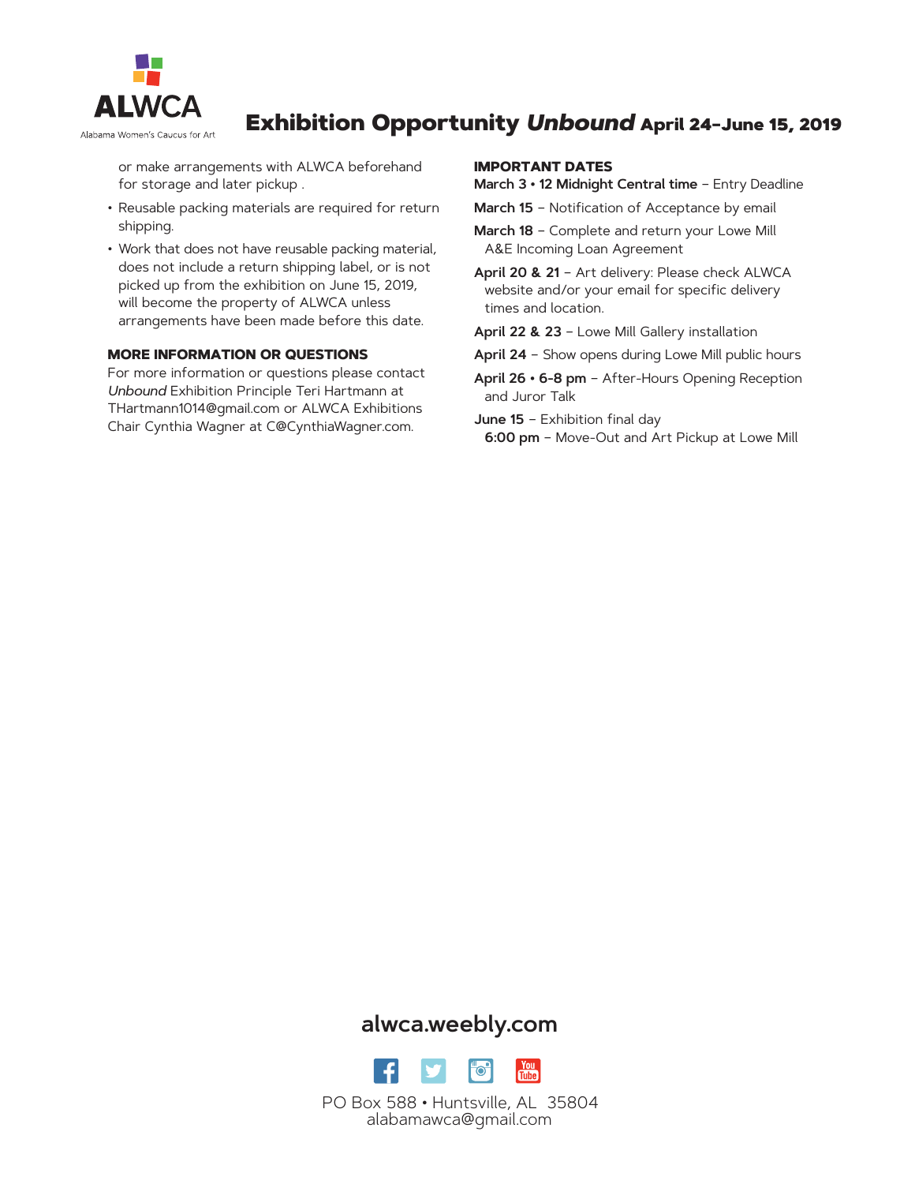or make arrangements with ALWCA beforehand for storage and later pickup .

- Reusable packing materials are required for return shipping.
- Work that does not have reusable packing material, does not include a return shipping label, or is not picked up from the exhibition on June 15, 2019, will become the property of ALWCA unless arrangements have been made before this date.

### MORE INFORMATION OR QUESTIONS

For more information or questions please contact *Unbound* Exhibition Principle Teri Hartmann at THartmann1014@gmail.com or ALWCA Exhibitions Chair Cynthia Wagner at C@CynthiaWagner.com.

### IMPORTANT DATES

**March 3 • 12 Midnight Central time** – Entry Deadline

**March 15** – Notification of Acceptance by email

**March 18** – Complete and return your Lowe Mill A&E Incoming Loan Agreement

**April 20 & 21** – Art delivery: Please check ALWCA website and/or your email for specific delivery times and location.

**April 22 & 23** – Lowe Mill Gallery installation

**April 24** – Show opens during Lowe Mill public hours

**April 26 • 6-8 pm** – After-Hours Opening Reception and Juror Talk

**June 15** – Exhibition final day
**6:00 pm** – Move-Out and Art Pickup at Lowe Mill

**alwca.weebly.com**

PO Box 588 • Huntsville, AL 35804
alabamawca@gmail.com